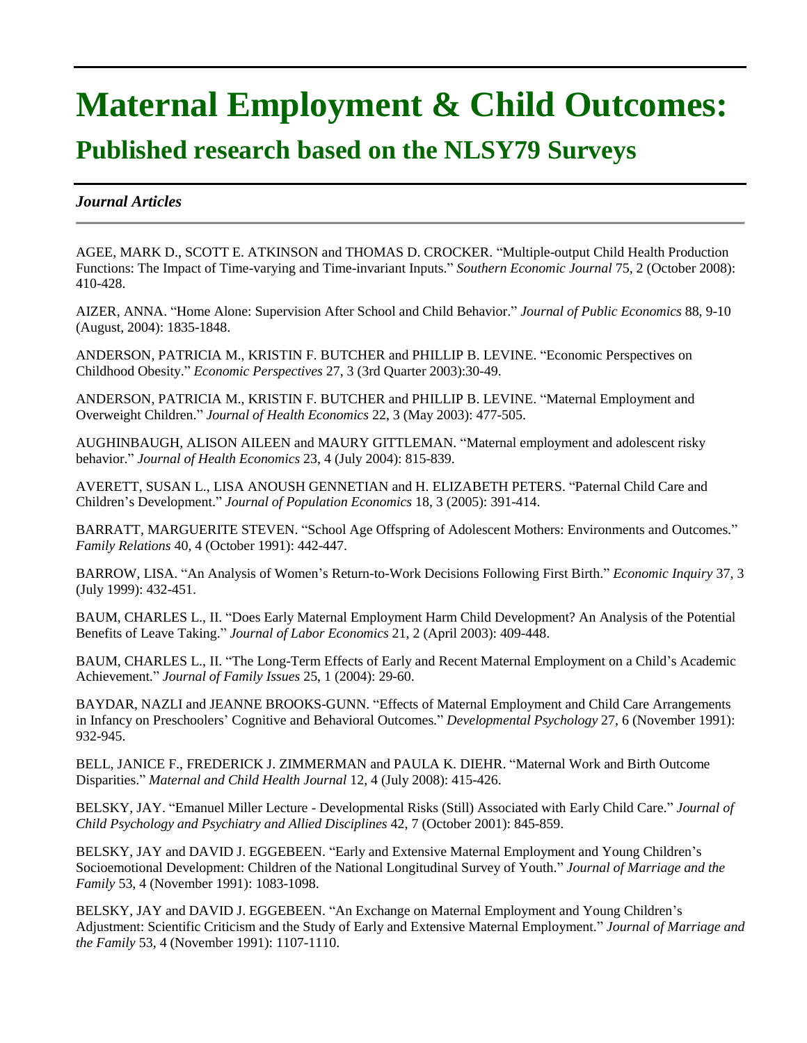# Maternal Employment & Child Outcomes:

## Published research based on the NLSY79 Surveys

### *Journal Articles*

AGEE, MARK D., SCOTT E. ATKINSON and THOMAS D. CROCKER. “Multiple-output Child Health Production Functions: The Impact of Time-varying and Time-invariant Inputs.” *Southern Economic Journal* 75, 2 (October 2008): 410-428.

AIZER, ANNA. “Home Alone: Supervision After School and Child Behavior.” *Journal of Public Economics* 88, 9-10 (August, 2004): 1835-1848.

ANDERSON, PATRICIA M., KRISTIN F. BUTCHER and PHILLIP B. LEVINE. “Economic Perspectives on Childhood Obesity.” *Economic Perspectives* 27, 3 (3rd Quarter 2003):30-49.

ANDERSON, PATRICIA M., KRISTIN F. BUTCHER and PHILLIP B. LEVINE. “Maternal Employment and Overweight Children.” *Journal of Health Economics* 22, 3 (May 2003): 477-505.

AUGHINBAUGH, ALISON AILEEN and MAURY GITTLEMAN. “Maternal employment and adolescent risky behavior.” *Journal of Health Economics* 23, 4 (July 2004): 815-839.

AVERETT, SUSAN L., LISA ANOUSH GENNETIAN and H. ELIZABETH PETERS. “Paternal Child Care and Children’s Development.” *Journal of Population Economics* 18, 3 (2005): 391-414.

BARRATT, MARGUERITE STEVEN. “School Age Offspring of Adolescent Mothers: Environments and Outcomes.” *Family Relations* 40, 4 (October 1991): 442-447.

BARROW, LISA. “An Analysis of Women’s Return-to-Work Decisions Following First Birth.” *Economic Inquiry* 37, 3 (July 1999): 432-451.

BAUM, CHARLES L., II. “Does Early Maternal Employment Harm Child Development? An Analysis of the Potential Benefits of Leave Taking.” *Journal of Labor Economics* 21, 2 (April 2003): 409-448.

BAUM, CHARLES L., II. “The Long-Term Effects of Early and Recent Maternal Employment on a Child’s Academic Achievement.” *Journal of Family Issues* 25, 1 (2004): 29-60.

BAYDAR, NAZLI and JEANNE BROOKS-GUNN. “Effects of Maternal Employment and Child Care Arrangements in Infancy on Preschoolers’ Cognitive and Behavioral Outcomes.” *Developmental Psychology* 27, 6 (November 1991): 932-945.

BELL, JANICE F., FREDERICK J. ZIMMERMAN and PAULA K. DIEHR. “Maternal Work and Birth Outcome Disparities.” *Maternal and Child Health Journal* 12, 4 (July 2008): 415-426.

BELSKY, JAY. “Emanuel Miller Lecture - Developmental Risks (Still) Associated with Early Child Care.” *Journal of Child Psychology and Psychiatry and Allied Disciplines* 42, 7 (October 2001): 845-859.

BELSKY, JAY and DAVID J. EGGEBEEN. “Early and Extensive Maternal Employment and Young Children’s Socioemotional Development: Children of the National Longitudinal Survey of Youth.” *Journal of Marriage and the Family* 53, 4 (November 1991): 1083-1098.

BELSKY, JAY and DAVID J. EGGEBEEN. “An Exchange on Maternal Employment and Young Children’s Adjustment: Scientific Criticism and the Study of Early and Extensive Maternal Employment.” *Journal of Marriage and the Family* 53, 4 (November 1991): 1107-1110.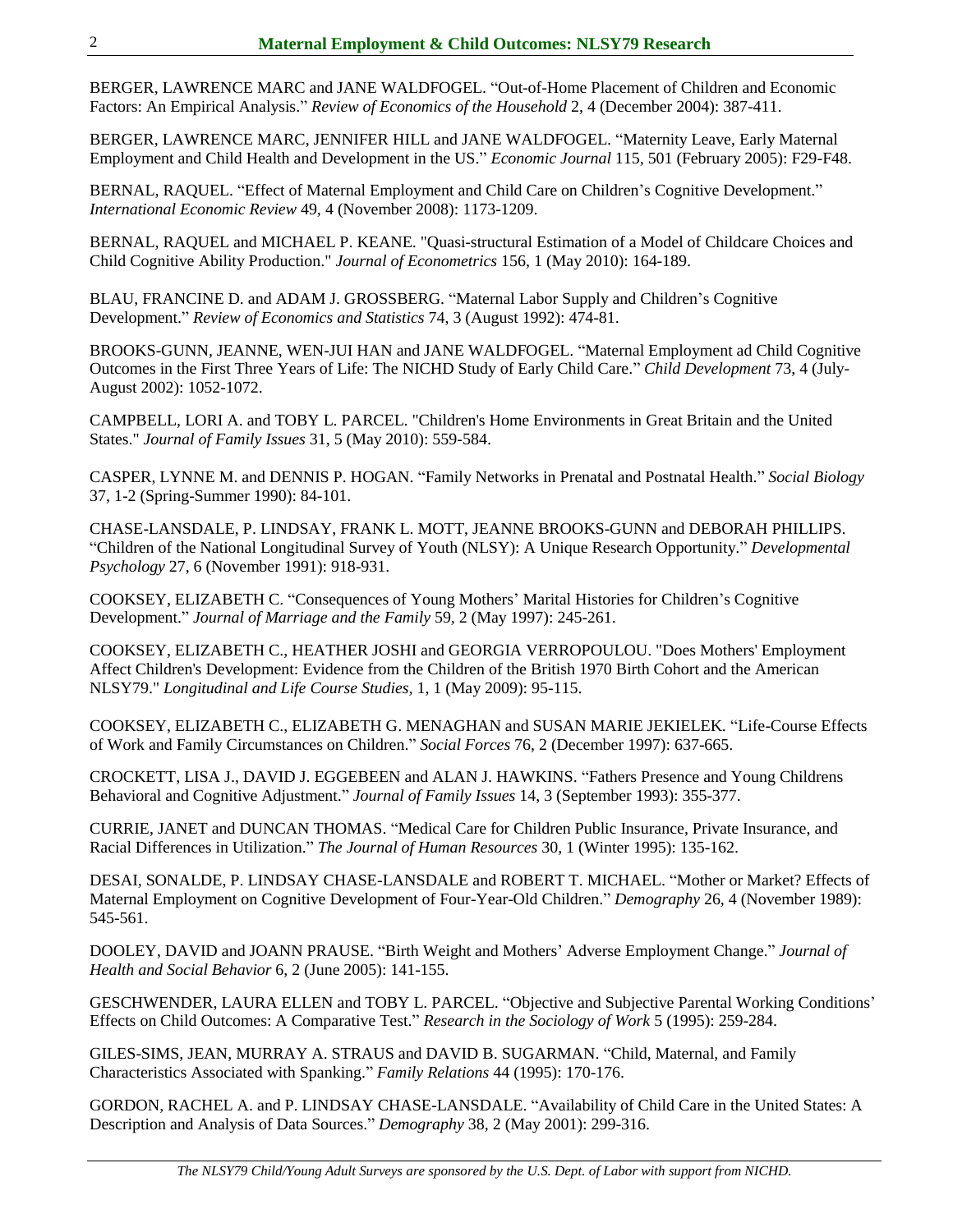BERGER, LAWRENCE MARC and JANE WALDFOGEL. “Out-of-Home Placement of Children and Economic Factors: An Empirical Analysis.” *Review of Economics of the Household* 2, 4 (December 2004): 387-411.

BERGER, LAWRENCE MARC, JENNIFER HILL and JANE WALDFOGEL. “Maternity Leave, Early Maternal Employment and Child Health and Development in the US.” *Economic Journal* 115, 501 (February 2005): F29-F48.

BERNAL, RAQUEL. “Effect of Maternal Employment and Child Care on Children’s Cognitive Development.” *International Economic Review* 49, 4 (November 2008): 1173-1209.

BERNAL, RAQUEL and MICHAEL P. KEANE. "Quasi-structural Estimation of a Model of Childcare Choices and Child Cognitive Ability Production." *Journal of Econometrics* 156, 1 (May 2010): 164-189.

BLAU, FRANCINE D. and ADAM J. GROSSBERG. “Maternal Labor Supply and Children’s Cognitive Development.” *Review of Economics and Statistics* 74, 3 (August 1992): 474-81.

BROOKS-GUNN, JEANNE, WEN-JUI HAN and JANE WALDFOGEL. “Maternal Employment ad Child Cognitive Outcomes in the First Three Years of Life: The NICHD Study of Early Child Care.” *Child Development* 73, 4 (July-August 2002): 1052-1072.

CAMPBELL, LORI A. and TOBY L. PARCEL. "Children's Home Environments in Great Britain and the United States." *Journal of Family Issues* 31, 5 (May 2010): 559-584.

CASPER, LYNNE M. and DENNIS P. HOGAN. “Family Networks in Prenatal and Postnatal Health.” *Social Biology* 37, 1-2 (Spring-Summer 1990): 84-101.

CHASE-LANSDALE, P. LINDSAY, FRANK L. MOTT, JEANNE BROOKS-GUNN and DEBORAH PHILLIPS. “Children of the National Longitudinal Survey of Youth (NLSY): A Unique Research Opportunity.” *Developmental Psychology* 27, 6 (November 1991): 918-931.

COOKSEY, ELIZABETH C. “Consequences of Young Mothers’ Marital Histories for Children’s Cognitive Development.” *Journal of Marriage and the Family* 59, 2 (May 1997): 245-261.

COOKSEY, ELIZABETH C., HEATHER JOSHI and GEORGIA VERROPOULOU. "Does Mothers' Employment Affect Children's Development: Evidence from the Children of the British 1970 Birth Cohort and the American NLSY79." *Longitudinal and Life Course Studies,* 1, 1 (May 2009): 95-115.

COOKSEY, ELIZABETH C., ELIZABETH G. MENAGHAN and SUSAN MARIE JEKIELEK. “Life-Course Effects of Work and Family Circumstances on Children.” *Social Forces* 76, 2 (December 1997): 637-665.

CROCKETT, LISA J., DAVID J. EGGEBEEN and ALAN J. HAWKINS. “Fathers Presence and Young Childrens Behavioral and Cognitive Adjustment.” *Journal of Family Issues* 14, 3 (September 1993): 355-377.

CURRIE, JANET and DUNCAN THOMAS. “Medical Care for Children Public Insurance, Private Insurance, and Racial Differences in Utilization.” *The Journal of Human Resources* 30, 1 (Winter 1995): 135-162.

DESAI, SONALDE, P. LINDSAY CHASE-LANSDALE and ROBERT T. MICHAEL. “Mother or Market? Effects of Maternal Employment on Cognitive Development of Four-Year-Old Children.” *Demography* 26, 4 (November 1989): 545-561.

DOOLEY, DAVID and JOANN PRAUSE. “Birth Weight and Mothers’ Adverse Employment Change.” *Journal of Health and Social Behavior* 6, 2 (June 2005): 141-155.

GESCHWENDER, LAURA ELLEN and TOBY L. PARCEL. “Objective and Subjective Parental Working Conditions’ Effects on Child Outcomes: A Comparative Test.” *Research in the Sociology of Work* 5 (1995): 259-284.

GILES-SIMS, JEAN, MURRAY A. STRAUS and DAVID B. SUGARMAN. “Child, Maternal, and Family Characteristics Associated with Spanking.” *Family Relations* 44 (1995): 170-176.

GORDON, RACHEL A. and P. LINDSAY CHASE-LANSDALE. “Availability of Child Care in the United States: A Description and Analysis of Data Sources.” *Demography* 38, 2 (May 2001): 299-316.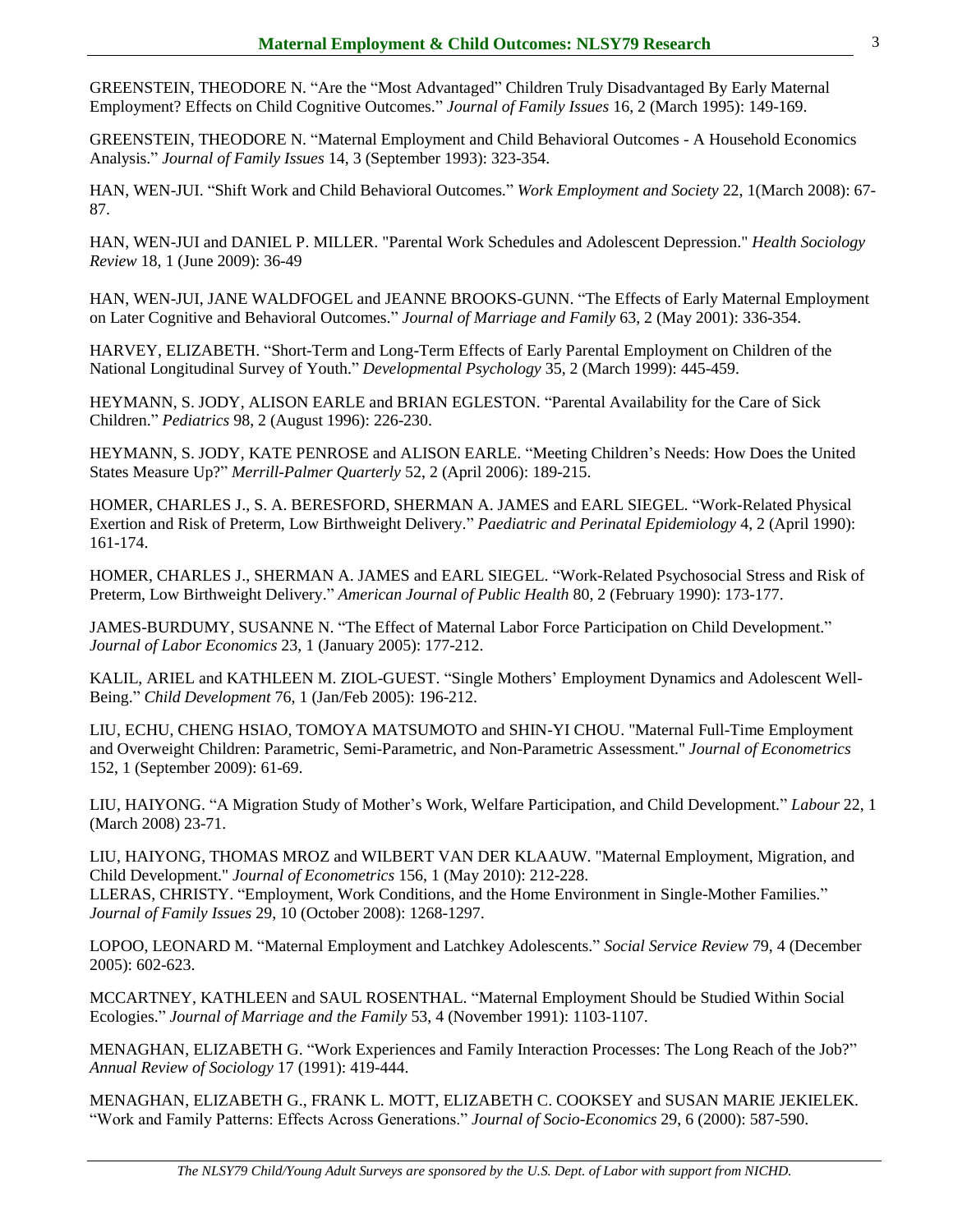GREENSTEIN, THEODORE N. "Are the "Most Advantaged" Children Truly Disadvantaged By Early Maternal Employment? Effects on Child Cognitive Outcomes." *Journal of Family Issues* 16, 2 (March 1995): 149-169.

GREENSTEIN, THEODORE N. "Maternal Employment and Child Behavioral Outcomes - A Household Economics Analysis." *Journal of Family Issues* 14, 3 (September 1993): 323-354.

HAN, WEN-JUI. "Shift Work and Child Behavioral Outcomes." *Work Employment and Society* 22, 1(March 2008): 67-87.

HAN, WEN-JUI and DANIEL P. MILLER. "Parental Work Schedules and Adolescent Depression." *Health Sociology Review* 18, 1 (June 2009): 36-49

HAN, WEN-JUI, JANE WALDFOGEL and JEANNE BROOKS-GUNN. "The Effects of Early Maternal Employment on Later Cognitive and Behavioral Outcomes." *Journal of Marriage and Family* 63, 2 (May 2001): 336-354.

HARVEY, ELIZABETH. "Short-Term and Long-Term Effects of Early Parental Employment on Children of the National Longitudinal Survey of Youth." *Developmental Psychology* 35, 2 (March 1999): 445-459.

HEYMANN, S. JODY, ALISON EARLE and BRIAN EGLESTON. "Parental Availability for the Care of Sick Children." *Pediatrics* 98, 2 (August 1996): 226-230.

HEYMANN, S. JODY, KATE PENROSE and ALISON EARLE. "Meeting Children's Needs: How Does the United States Measure Up?" *Merrill-Palmer Quarterly* 52, 2 (April 2006): 189-215.

HOMER, CHARLES J., S. A. BERESFORD, SHERMAN A. JAMES and EARL SIEGEL. "Work-Related Physical Exertion and Risk of Preterm, Low Birthweight Delivery." *Paediatric and Perinatal Epidemiology* 4, 2 (April 1990): 161-174.

HOMER, CHARLES J., SHERMAN A. JAMES and EARL SIEGEL. "Work-Related Psychosocial Stress and Risk of Preterm, Low Birthweight Delivery." *American Journal of Public Health* 80, 2 (February 1990): 173-177.

JAMES-BURDUMY, SUSANNE N. "The Effect of Maternal Labor Force Participation on Child Development." *Journal of Labor Economics* 23, 1 (January 2005): 177-212.

KALIL, ARIEL and KATHLEEN M. ZIOL-GUEST. "Single Mothers' Employment Dynamics and Adolescent Well-Being." *Child Development* 76, 1 (Jan/Feb 2005): 196-212.

LIU, ECHU, CHENG HSIAO, TOMOYA MATSUMOTO and SHIN-YI CHOU. "Maternal Full-Time Employment and Overweight Children: Parametric, Semi-Parametric, and Non-Parametric Assessment." *Journal of Econometrics* 152, 1 (September 2009): 61-69.

LIU, HAIYONG. "A Migration Study of Mother's Work, Welfare Participation, and Child Development." *Labour* 22, 1 (March 2008) 23-71.

LIU, HAIYONG, THOMAS MROZ and WILBERT VAN DER KLAAUW. "Maternal Employment, Migration, and Child Development." *Journal of Econometrics* 156, 1 (May 2010): 212-228.

LLERAS, CHRISTY. "Employment, Work Conditions, and the Home Environment in Single-Mother Families." *Journal of Family Issues* 29, 10 (October 2008): 1268-1297.

LOPOO, LEONARD M. "Maternal Employment and Latchkey Adolescents." *Social Service Review* 79, 4 (December 2005): 602-623.

MCCARTNEY, KATHLEEN and SAUL ROSENTHAL. "Maternal Employment Should be Studied Within Social Ecologies." *Journal of Marriage and the Family* 53, 4 (November 1991): 1103-1107.

MENAGHAN, ELIZABETH G. "Work Experiences and Family Interaction Processes: The Long Reach of the Job?" *Annual Review of Sociology* 17 (1991): 419-444.

MENAGHAN, ELIZABETH G., FRANK L. MOTT, ELIZABETH C. COOKSEY and SUSAN MARIE JEKIELEK. "Work and Family Patterns: Effects Across Generations." *Journal of Socio-Economics* 29, 6 (2000): 587-590.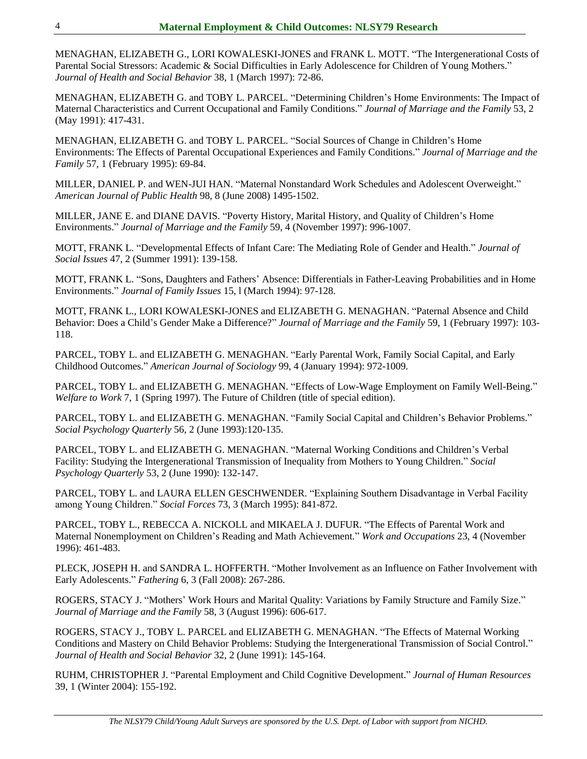MENAGHAN, ELIZABETH G., LORI KOWALESKI-JONES and FRANK L. MOTT. "The Intergenerational Costs of Parental Social Stressors: Academic & Social Difficulties in Early Adolescence for Children of Young Mothers." *Journal of Health and Social Behavior* 38, 1 (March 1997): 72-86.

MENAGHAN, ELIZABETH G. and TOBY L. PARCEL. "Determining Children's Home Environments: The Impact of Maternal Characteristics and Current Occupational and Family Conditions." *Journal of Marriage and the Family* 53, 2 (May 1991): 417-431.

MENAGHAN, ELIZABETH G. and TOBY L. PARCEL. "Social Sources of Change in Children's Home Environments: The Effects of Parental Occupational Experiences and Family Conditions." *Journal of Marriage and the Family* 57, 1 (February 1995): 69-84.

MILLER, DANIEL P. and WEN-JUI HAN. "Maternal Nonstandard Work Schedules and Adolescent Overweight." *American Journal of Public Health* 98, 8 (June 2008) 1495-1502.

MILLER, JANE E. and DIANE DAVIS. "Poverty History, Marital History, and Quality of Children's Home Environments." *Journal of Marriage and the Family* 59, 4 (November 1997): 996-1007.

MOTT, FRANK L. "Developmental Effects of Infant Care: The Mediating Role of Gender and Health." *Journal of Social Issues* 47, 2 (Summer 1991): 139-158.

MOTT, FRANK L. "Sons, Daughters and Fathers' Absence: Differentials in Father-Leaving Probabilities and in Home Environments." *Journal of Family Issues* 15, l (March 1994): 97-128.

MOTT, FRANK L., LORI KOWALESKI-JONES and ELIZABETH G. MENAGHAN. "Paternal Absence and Child Behavior: Does a Child's Gender Make a Difference?" *Journal of Marriage and the Family* 59, 1 (February 1997): 103-118.

PARCEL, TOBY L. and ELIZABETH G. MENAGHAN. "Early Parental Work, Family Social Capital, and Early Childhood Outcomes." *American Journal of Sociology* 99, 4 (January 1994): 972-1009.

PARCEL, TOBY L. and ELIZABETH G. MENAGHAN. "Effects of Low-Wage Employment on Family Well-Being." *Welfare to Work* 7, 1 (Spring 1997). The Future of Children (title of special edition).

PARCEL, TOBY L. and ELIZABETH G. MENAGHAN. "Family Social Capital and Children's Behavior Problems." *Social Psychology Quarterly* 56, 2 (June 1993):120-135.

PARCEL, TOBY L. and ELIZABETH G. MENAGHAN. "Maternal Working Conditions and Children's Verbal Facility: Studying the Intergenerational Transmission of Inequality from Mothers to Young Children." *Social Psychology Quarterly* 53, 2 (June 1990): 132-147.

PARCEL, TOBY L. and LAURA ELLEN GESCHWENDER. "Explaining Southern Disadvantage in Verbal Facility among Young Children." *Social Forces* 73, 3 (March 1995): 841-872.

PARCEL, TOBY L., REBECCA A. NICKOLL and MIKAELA J. DUFUR. "The Effects of Parental Work and Maternal Nonemployment on Children's Reading and Math Achievement." *Work and Occupations* 23, 4 (November 1996): 461-483.

PLECK, JOSEPH H. and SANDRA L. HOFFERTH. "Mother Involvement as an Influence on Father Involvement with Early Adolescents." *Fathering* 6, 3 (Fall 2008): 267-286.

ROGERS, STACY J. "Mothers' Work Hours and Marital Quality: Variations by Family Structure and Family Size." *Journal of Marriage and the Family* 58, 3 (August 1996): 606-617.

ROGERS, STACY J., TOBY L. PARCEL and ELIZABETH G. MENAGHAN. "The Effects of Maternal Working Conditions and Mastery on Child Behavior Problems: Studying the Intergenerational Transmission of Social Control." *Journal of Health and Social Behavior* 32, 2 (June 1991): 145-164.

RUHM, CHRISTOPHER J. "Parental Employment and Child Cognitive Development." *Journal of Human Resources* 39, 1 (Winter 2004): 155-192.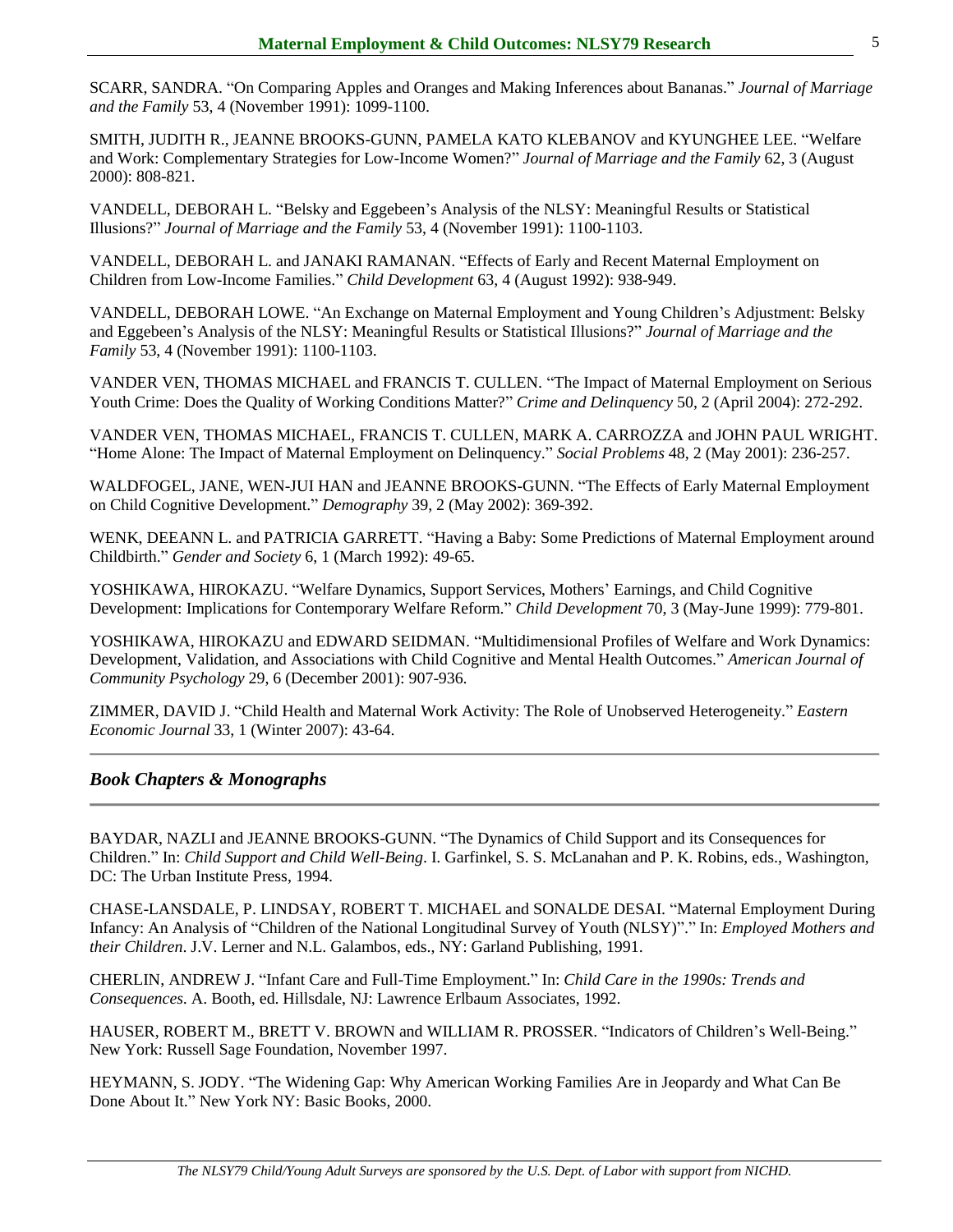SCARR, SANDRA. "On Comparing Apples and Oranges and Making Inferences about Bananas." *Journal of Marriage and the Family* 53, 4 (November 1991): 1099-1100.

SMITH, JUDITH R., JEANNE BROOKS-GUNN, PAMELA KATO KLEBANOV and KYUNGHEE LEE. "Welfare and Work: Complementary Strategies for Low-Income Women?" *Journal of Marriage and the Family* 62, 3 (August 2000): 808-821.

VANDELL, DEBORAH L. "Belsky and Eggebeen's Analysis of the NLSY: Meaningful Results or Statistical Illusions?" *Journal of Marriage and the Family* 53, 4 (November 1991): 1100-1103.

VANDELL, DEBORAH L. and JANAKI RAMANAN. "Effects of Early and Recent Maternal Employment on Children from Low-Income Families." *Child Development* 63, 4 (August 1992): 938-949.

VANDELL, DEBORAH LOWE. "An Exchange on Maternal Employment and Young Children's Adjustment: Belsky and Eggebeen's Analysis of the NLSY: Meaningful Results or Statistical Illusions?" *Journal of Marriage and the Family* 53, 4 (November 1991): 1100-1103.

VANDER VEN, THOMAS MICHAEL and FRANCIS T. CULLEN. "The Impact of Maternal Employment on Serious Youth Crime: Does the Quality of Working Conditions Matter?" *Crime and Delinquency* 50, 2 (April 2004): 272-292.

VANDER VEN, THOMAS MICHAEL, FRANCIS T. CULLEN, MARK A. CARROZZA and JOHN PAUL WRIGHT. "Home Alone: The Impact of Maternal Employment on Delinquency." *Social Problems* 48, 2 (May 2001): 236-257.

WALDFOGEL, JANE, WEN-JUI HAN and JEANNE BROOKS-GUNN. "The Effects of Early Maternal Employment on Child Cognitive Development." *Demography* 39, 2 (May 2002): 369-392.

WENK, DEEANN L. and PATRICIA GARRETT. "Having a Baby: Some Predictions of Maternal Employment around Childbirth." *Gender and Society* 6, 1 (March 1992): 49-65.

YOSHIKAWA, HIROKAZU. "Welfare Dynamics, Support Services, Mothers' Earnings, and Child Cognitive Development: Implications for Contemporary Welfare Reform." *Child Development* 70, 3 (May-June 1999): 779-801.

YOSHIKAWA, HIROKAZU and EDWARD SEIDMAN. "Multidimensional Profiles of Welfare and Work Dynamics: Development, Validation, and Associations with Child Cognitive and Mental Health Outcomes." *American Journal of Community Psychology* 29, 6 (December 2001): 907-936.

ZIMMER, DAVID J. "Child Health and Maternal Work Activity: The Role of Unobserved Heterogeneity." *Eastern Economic Journal* 33, 1 (Winter 2007): 43-64.

## *Book Chapters & Monographs*

BAYDAR, NAZLI and JEANNE BROOKS-GUNN. "The Dynamics of Child Support and its Consequences for Children." In: *Child Support and Child Well-Being*. I. Garfinkel, S. S. McLanahan and P. K. Robins, eds., Washington, DC: The Urban Institute Press, 1994.

CHASE-LANSDALE, P. LINDSAY, ROBERT T. MICHAEL and SONALDE DESAI. "Maternal Employment During Infancy: An Analysis of "Children of the National Longitudinal Survey of Youth (NLSY)"." In: *Employed Mothers and their Children*. J.V. Lerner and N.L. Galambos, eds., NY: Garland Publishing, 1991.

CHERLIN, ANDREW J. "Infant Care and Full-Time Employment." In: *Child Care in the 1990s: Trends and Consequences*. A. Booth, ed. Hillsdale, NJ: Lawrence Erlbaum Associates, 1992.

HAUSER, ROBERT M., BRETT V. BROWN and WILLIAM R. PROSSER. "Indicators of Children's Well-Being." New York: Russell Sage Foundation, November 1997.

HEYMANN, S. JODY. "The Widening Gap: Why American Working Families Are in Jeopardy and What Can Be Done About It." New York NY: Basic Books, 2000.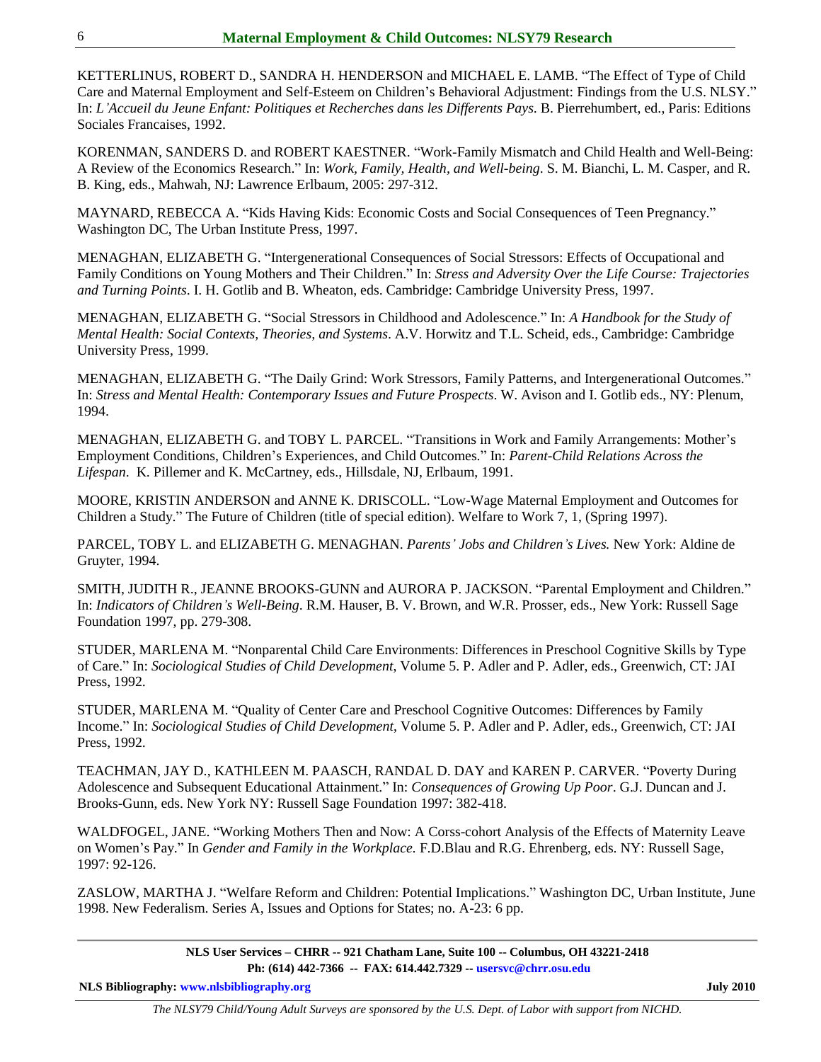KETTERLINUS, ROBERT D., SANDRA H. HENDERSON and MICHAEL E. LAMB. "The Effect of Type of Child Care and Maternal Employment and Self-Esteem on Children's Behavioral Adjustment: Findings from the U.S. NLSY." In: *L'Accueil du Jeune Enfant: Politiques et Recherches dans les Differents Pays*. B. Pierrehumbert, ed., Paris: Editions Sociales Francaises, 1992.

KORENMAN, SANDERS D. and ROBERT KAESTNER. "Work-Family Mismatch and Child Health and Well-Being: A Review of the Economics Research." In: *Work, Family, Health, and Well-being*. S. M. Bianchi, L. M. Casper, and R. B. King, eds., Mahwah, NJ: Lawrence Erlbaum, 2005: 297-312.

MAYNARD, REBECCA A. "Kids Having Kids: Economic Costs and Social Consequences of Teen Pregnancy." Washington DC, The Urban Institute Press, 1997.

MENAGHAN, ELIZABETH G. "Intergenerational Consequences of Social Stressors: Effects of Occupational and Family Conditions on Young Mothers and Their Children." In: *Stress and Adversity Over the Life Course: Trajectories and Turning Points*. I. H. Gotlib and B. Wheaton, eds. Cambridge: Cambridge University Press, 1997.

MENAGHAN, ELIZABETH G. "Social Stressors in Childhood and Adolescence." In: *A Handbook for the Study of Mental Health: Social Contexts, Theories, and Systems*. A.V. Horwitz and T.L. Scheid, eds., Cambridge: Cambridge University Press, 1999.

MENAGHAN, ELIZABETH G. "The Daily Grind: Work Stressors, Family Patterns, and Intergenerational Outcomes." In: *Stress and Mental Health: Contemporary Issues and Future Prospects*. W. Avison and I. Gotlib eds., NY: Plenum, 1994.

MENAGHAN, ELIZABETH G. and TOBY L. PARCEL. "Transitions in Work and Family Arrangements: Mother's Employment Conditions, Children's Experiences, and Child Outcomes." In: *Parent-Child Relations Across the Lifespan*. K. Pillemer and K. McCartney, eds., Hillsdale, NJ, Erlbaum, 1991.

MOORE, KRISTIN ANDERSON and ANNE K. DRISCOLL. "Low-Wage Maternal Employment and Outcomes for Children a Study." The Future of Children (title of special edition). Welfare to Work 7, 1, (Spring 1997).

PARCEL, TOBY L. and ELIZABETH G. MENAGHAN. *Parents' Jobs and Children's Lives.* New York: Aldine de Gruyter, 1994.

SMITH, JUDITH R., JEANNE BROOKS-GUNN and AURORA P. JACKSON. "Parental Employment and Children." In: *Indicators of Children's Well-Being*. R.M. Hauser, B. V. Brown, and W.R. Prosser, eds., New York: Russell Sage Foundation 1997, pp. 279-308.

STUDER, MARLENA M. "Nonparental Child Care Environments: Differences in Preschool Cognitive Skills by Type of Care." In: *Sociological Studies of Child Development*, Volume 5. P. Adler and P. Adler, eds., Greenwich, CT: JAI Press, 1992.

STUDER, MARLENA M. "Quality of Center Care and Preschool Cognitive Outcomes: Differences by Family Income." In: *Sociological Studies of Child Development*, Volume 5. P. Adler and P. Adler, eds., Greenwich, CT: JAI Press, 1992.

TEACHMAN, JAY D., KATHLEEN M. PAASCH, RANDAL D. DAY and KAREN P. CARVER. "Poverty During Adolescence and Subsequent Educational Attainment." In: *Consequences of Growing Up Poor*. G.J. Duncan and J. Brooks-Gunn, eds. New York NY: Russell Sage Foundation 1997: 382-418.

WALDFOGEL, JANE. "Working Mothers Then and Now: A Corss-cohort Analysis of the Effects of Maternity Leave on Women's Pay." In *Gender and Family in the Workplace.* F.D.Blau and R.G. Ehrenberg, eds. NY: Russell Sage, 1997: 92-126.

ZASLOW, MARTHA J. "Welfare Reform and Children: Potential Implications." Washington DC, Urban Institute, June 1998. New Federalism. Series A, Issues and Options for States; no. A-23: 6 pp.